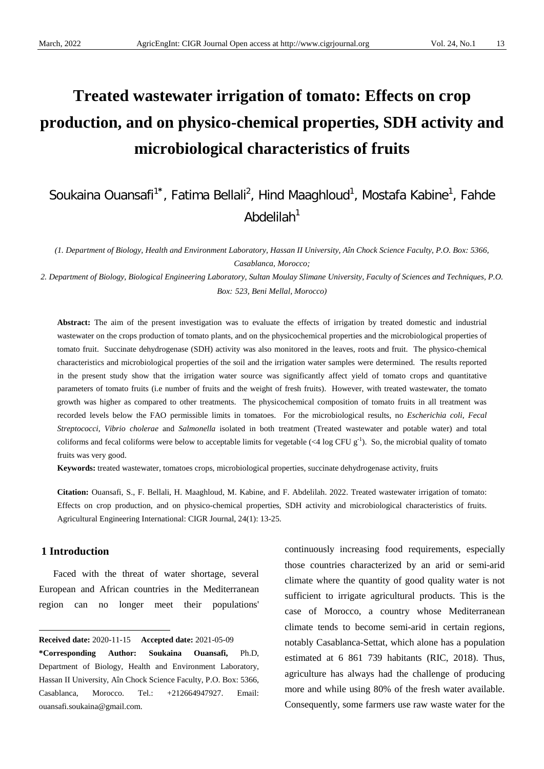# Treated wastewater irrigation of tomato: Effects on crop production, and on physico-chemical properties, SDH activity and microbiological characteristics of fruits

Soukaina Ouansafi[1*], Fatima Bellali[2], Hind Maaghloud[1], Mostafa Kabine[1], Fahde Abdelilah[1]

*(1. Department of Biology, Health and Environment Laboratory, Hassan II University, Aîn Chock Science Faculty, P.O. Box: 5366, Casablanca, Morocco;*

*2. Department of Biology, Biological Engineering Laboratory, Sultan Moulay Slimane University, Faculty of Sciences and Techniques, P.O. Box: 523, Beni Mellal, Morocco)*

**Abstract:** The aim of the present investigation was to evaluate the effects of irrigation by treated domestic and industrial wastewater on the crops production of tomato plants, and on the physicochemical properties and the microbiological properties of tomato fruit. Succinate dehydrogenase (SDH) activity was also monitored in the leaves, roots and fruit. The physico-chemical characteristics and microbiological properties of the soil and the irrigation water samples were determined. The results reported in the present study show that the irrigation water source was significantly affect yield of tomato crops and quantitative parameters of tomato fruits (i.e number of fruits and the weight of fresh fruits). However, with treated wastewater, the tomato growth was higher as compared to other treatments. The physicochemical composition of tomato fruits in all treatment was recorded levels below the FAO permissible limits in tomatoes. For the microbiological results, no *Escherichia coli*, *Fecal Streptococci*, *Vibrio cholerae* and *Salmonella* isolated in both treatment (Treated wastewater and potable water) and total coliforms and fecal coliforms were below to acceptable limits for vegetable (<4 log CFU $g^{-1}$). So, the microbial quality of tomato fruits was very good.

**Keywords:** treated wastewater, tomatoes crops, microbiological properties, succinate dehydrogenase activity, fruits

**Citation:** Ouansafi, S., F. Bellali, H. Maaghloud, M. Kabine, and F. Abdelilah. 2022. Treated wastewater irrigation of tomato: Effects on crop production, and on physico-chemical properties, SDH activity and microbiological characteristics of fruits. Agricultural Engineering International: CIGR Journal, 24(1): 13-25.

## 1 Introduction

Faced with the threat of water shortage, several European and African countries in the Mediterranean region can no longer meet their populations' continuously increasing food requirements, especially those countries characterized by an arid or semi-arid climate where the quantity of good quality water is not sufficient to irrigate agricultural products. This is the case of Morocco, a country whose Mediterranean climate tends to become semi-arid in certain regions, notably Casablanca-Settat, which alone has a population estimated at 6 861 739 habitants (RIC, 2018). Thus, agriculture has always had the challenge of producing more and while using 80% of the fresh water available. Consequently, some farmers use raw waste water for the

---

**Received date:** 2020-11-15 **Accepted date:** 2021-05-09

**\*Corresponding Author: Soukaina Ouansafi,** Ph.D, Department of Biology, Health and Environment Laboratory, Hassan II University, Aîn Chock Science Faculty, P.O. Box: 5366, Casablanca, Morocco. Tel.: +212664947927. Email: ouansafi.soukaina@gmail.com.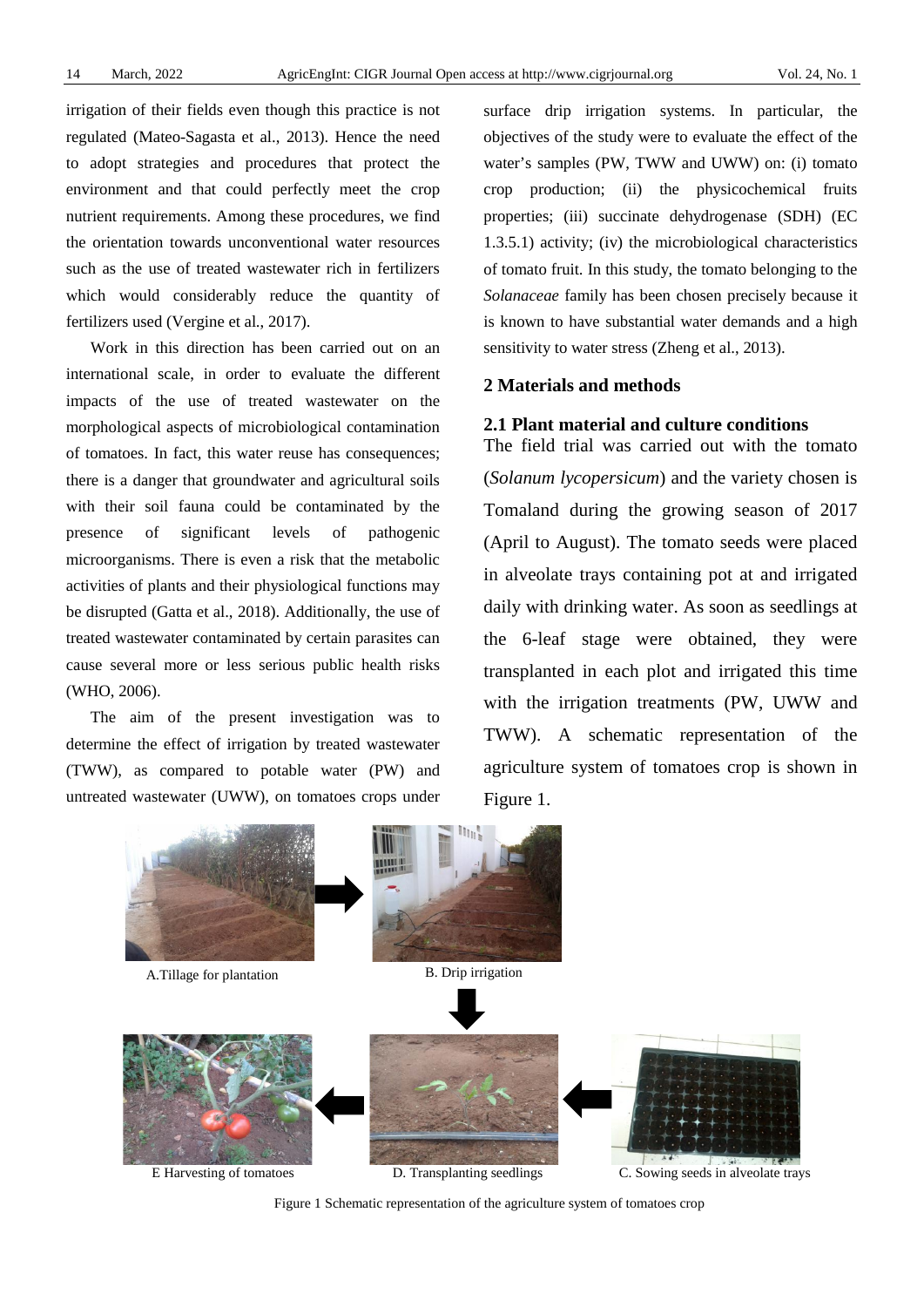irrigation of their fields even though this practice is not regulated (Mateo-Sagasta et al., 2013). Hence the need to adopt strategies and procedures that protect the environment and that could perfectly meet the crop nutrient requirements. Among these procedures, we find the orientation towards unconventional water resources such as the use of treated wastewater rich in fertilizers which would considerably reduce the quantity of fertilizers used (Vergine et al., 2017).

Work in this direction has been carried out on an international scale, in order to evaluate the different impacts of the use of treated wastewater on the morphological aspects of microbiological contamination of tomatoes. In fact, this water reuse has consequences; there is a danger that groundwater and agricultural soils with their soil fauna could be contaminated by the presence of significant levels of pathogenic microorganisms. There is even a risk that the metabolic activities of plants and their physiological functions may be disrupted (Gatta et al., 2018). Additionally, the use of treated wastewater contaminated by certain parasites can cause several more or less serious public health risks (WHO, 2006).

The aim of the present investigation was to determine the effect of irrigation by treated wastewater (TWW), as compared to potable water (PW) and untreated wastewater (UWW), on tomatoes crops under surface drip irrigation systems. In particular, the objectives of the study were to evaluate the effect of the water's samples (PW, TWW and UWW) on: (i) tomato crop production; (ii) the physicochemical fruits properties; (iii) succinate dehydrogenase (SDH) (EC 1.3.5.1) activity; (iv) the microbiological characteristics of tomato fruit. In this study, the tomato belonging to the *Solanaceae* family has been chosen precisely because it is known to have substantial water demands and a high sensitivity to water stress (Zheng et al., 2013).

## 2 Materials and methods

### 2.1 Plant material and culture conditions

The field trial was carried out with the tomato (*Solanum lycopersicum*) and the variety chosen is Tomaland during the growing season of 2017 (April to August). The tomato seeds were placed in alveolate trays containing pot at and irrigated daily with drinking water. As soon as seedlings at the 6-leaf stage were obtained, they were transplanted in each plot and irrigated this time with the irrigation treatments (PW, UWW and TWW). A schematic representation of the agriculture system of tomatoes crop is shown in Figure 1.

A.Tillage for plantation

B. Drip irrigation

C. Sowing seeds in alveolate trays

D. Transplanting seedlings

E Harvesting of tomatoes

Figure 1 Schematic representation of the agriculture system of tomatoes crop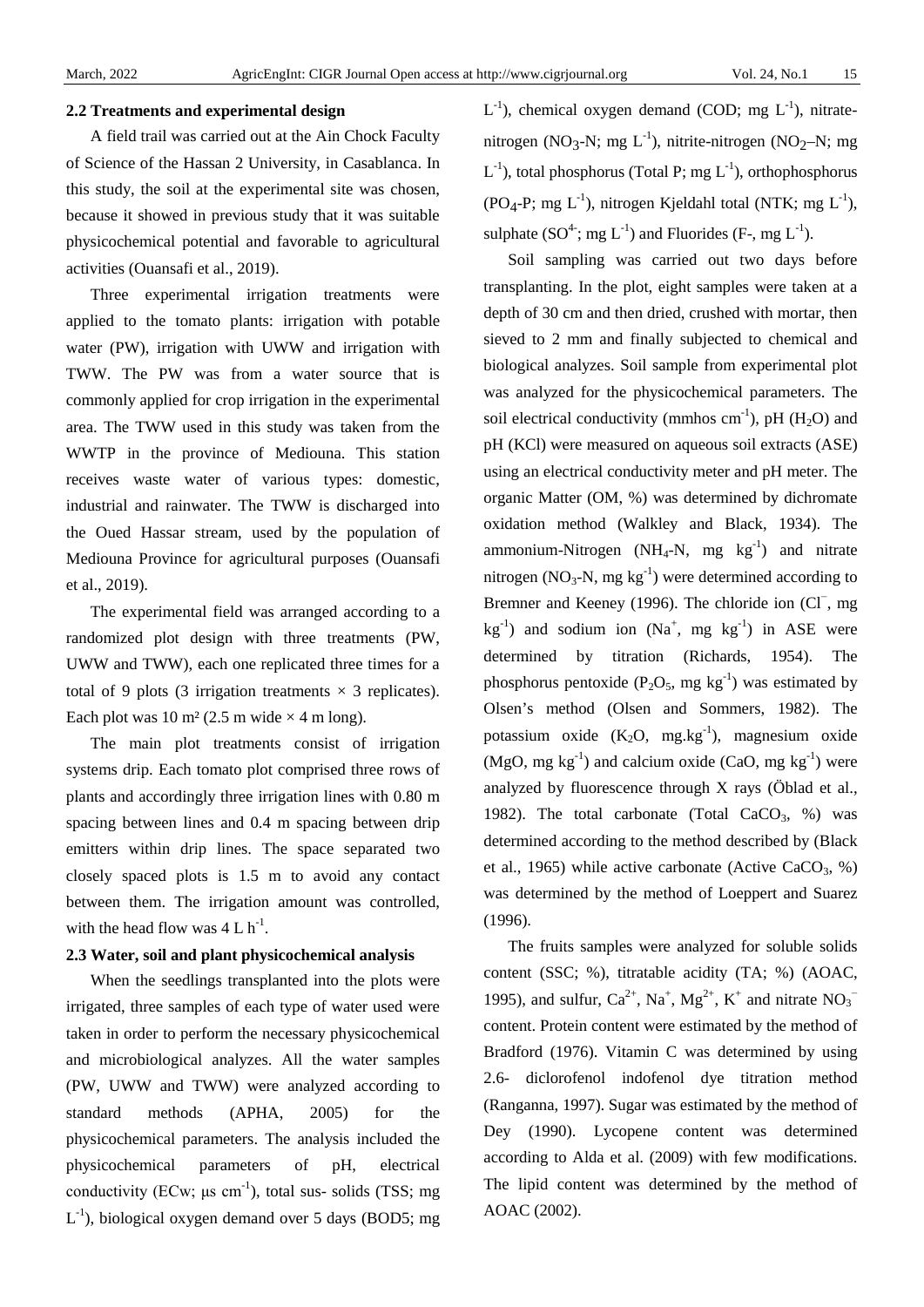### 2.2 Treatments and experimental design

A field trail was carried out at the Ain Chock Faculty of Science of the Hassan 2 University, in Casablanca. In this study, the soil at the experimental site was chosen, because it showed in previous study that it was suitable physicochemical potential and favorable to agricultural activities (Ouansafi et al., 2019).

Three experimental irrigation treatments were applied to the tomato plants: irrigation with potable water (PW), irrigation with UWW and irrigation with TWW. The PW was from a water source that is commonly applied for crop irrigation in the experimental area. The TWW used in this study was taken from the WWTP in the province of Mediouna. This station receives waste water of various types: domestic, industrial and rainwater. The TWW is discharged into the Oued Hassar stream, used by the population of Mediouna Province for agricultural purposes (Ouansafi et al., 2019).

The experimental field was arranged according to a randomized plot design with three treatments (PW, UWW and TWW), each one replicated three times for a total of 9 plots (3 irrigation treatments × 3 replicates). Each plot was 10 m² (2.5 m wide × 4 m long).

The main plot treatments consist of irrigation systems drip. Each tomato plot comprised three rows of plants and accordingly three irrigation lines with 0.80 m spacing between lines and 0.4 m spacing between drip emitters within drip lines. The space separated two closely spaced plots is 1.5 m to avoid any contact between them. The irrigation amount was controlled, with the head flow was 4 L $h^{-1}$.

### 2.3 Water, soil and plant physicochemical analysis

When the seedlings transplanted into the plots were irrigated, three samples of each type of water used were taken in order to perform the necessary physicochemical and microbiological analyzes. All the water samples (PW, UWW and TWW) were analyzed according to standard methods (APHA, 2005) for the physicochemical parameters. The analysis included the physicochemical parameters of pH, electrical conductivity (ECw; µs $cm^{-1}$), total sus- solids (TSS; mg $L^{-1}$), biological oxygen demand over 5 days (BOD5; mg $L^{-1}$), chemical oxygen demand (COD; mg $L^{-1}$), nitrate-nitrogen ($NO_3$-N; mg $L^{-1}$), nitrite-nitrogen ($NO_2$–N; mg $L^{-1}$), total phosphorus (Total P; mg $L^{-1}$), orthophosphorus ($PO_4$-P; mg $L^{-1}$), nitrogen Kjeldahl total (NTK; mg $L^{-1}$), sulphate ($SO^{4-}$; mg $L^{-1}$) and Fluorides (F-, mg $L^{-1}$).

Soil sampling was carried out two days before transplanting. In the plot, eight samples were taken at a depth of 30 cm and then dried, crushed with mortar, then sieved to 2 mm and finally subjected to chemical and biological analyzes. Soil sample from experimental plot was analyzed for the physicochemical parameters. The soil electrical conductivity (mmhos $cm^{-1}$), pH ($H_2O$) and pH (KCl) were measured on aqueous soil extracts (ASE) using an electrical conductivity meter and pH meter. The organic Matter (OM, %) was determined by dichromate oxidation method (Walkley and Black, 1934). The ammonium-Nitrogen ($NH_4$-N, mg $kg^{-1}$) and nitrate nitrogen ($NO_3$-N, mg $kg^{-1}$) were determined according to Bremner and Keeney (1996). The chloride ion ($Cl^-$, mg $kg^{-1}$) and sodium ion ($Na^+$, mg $kg^{-1}$) in ASE were determined by titration (Richards, 1954). The phosphorus pentoxide ($P_2O_5$, mg $kg^{-1}$) was estimated by Olsen's method (Olsen and Sommers, 1982). The potassium oxide ($K_2O$, mg.$kg^{-1}$), magnesium oxide (MgO, mg $kg^{-1}$) and calcium oxide (CaO, mg $kg^{-1}$) were analyzed by fluorescence through X rays (Öblad et al., 1982). The total carbonate (Total $CaCO_3$, %) was determined according to the method described by (Black et al., 1965) while active carbonate (Active $CaCO_3$, %) was determined by the method of Loeppert and Suarez (1996).

The fruits samples were analyzed for soluble solids content (SSC; %), titratable acidity (TA; %) (AOAC, 1995), and sulfur, $Ca^{2+}$, $Na^+$, $Mg^{2+}$, $K^+$ and nitrate $NO_3^-$ content. Protein content were estimated by the method of Bradford (1976). Vitamin C was determined by using 2.6- diclorofenol indofenol dye titration method (Ranganna, 1997). Sugar was estimated by the method of Dey (1990). Lycopene content was determined according to Alda et al. (2009) with few modifications. The lipid content was determined by the method of AOAC (2002).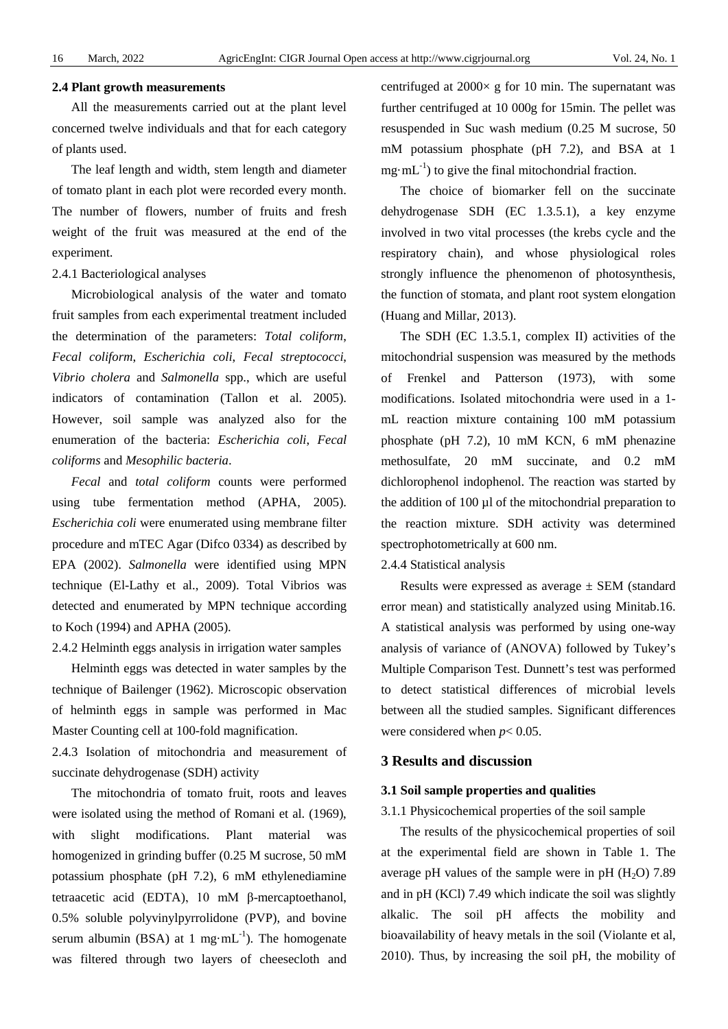### 2.4 Plant growth measurements

All the measurements carried out at the plant level concerned twelve individuals and that for each category of plants used.

The leaf length and width, stem length and diameter of tomato plant in each plot were recorded every month. The number of flowers, number of fruits and fresh weight of the fruit was measured at the end of the experiment.

2.4.1 Bacteriological analyses

Microbiological analysis of the water and tomato fruit samples from each experimental treatment included the determination of the parameters: *Total coliform*, *Fecal coliform*, *Escherichia coli*, *Fecal streptococci*, *Vibrio cholera* and *Salmonella* spp., which are useful indicators of contamination (Tallon et al. 2005). However, soil sample was analyzed also for the enumeration of the bacteria: *Escherichia coli*, *Fecal coliforms* and *Mesophilic bacteria*.

*Fecal* and *total coliform* counts were performed using tube fermentation method (APHA, 2005). *Escherichia coli* were enumerated using membrane filter procedure and mTEC Agar (Difco 0334) as described by EPA (2002). *Salmonella* were identified using MPN technique (El-Lathy et al., 2009). Total Vibrios was detected and enumerated by MPN technique according to Koch (1994) and APHA (2005).

2.4.2 Helminth eggs analysis in irrigation water samples

Helminth eggs was detected in water samples by the technique of Bailenger (1962). Microscopic observation of helminth eggs in sample was performed in Mac Master Counting cell at 100-fold magnification.

2.4.3 Isolation of mitochondria and measurement of succinate dehydrogenase (SDH) activity

The mitochondria of tomato fruit, roots and leaves were isolated using the method of Romani et al. (1969), with slight modifications. Plant material was homogenized in grinding buffer (0.25 M sucrose, 50 mM potassium phosphate (pH 7.2), 6 mM ethylenediamine tetraacetic acid (EDTA), 10 mM β-mercaptoethanol, 0.5% soluble polyvinylpyrrolidone (PVP), and bovine serum albumin (BSA) at 1 $mg·mL^{-1}$). The homogenate was filtered through two layers of cheesecloth and centrifuged at 2000× g for 10 min. The supernatant was further centrifuged at 10 000g for 15min. The pellet was resuspended in Suc wash medium (0.25 M sucrose, 50 mM potassium phosphate (pH 7.2), and BSA at 1 $mg·mL^{-1}$) to give the final mitochondrial fraction.

The choice of biomarker fell on the succinate dehydrogenase SDH (EC 1.3.5.1), a key enzyme involved in two vital processes (the krebs cycle and the respiratory chain), and whose physiological roles strongly influence the phenomenon of photosynthesis, the function of stomata, and plant root system elongation (Huang and Millar, 2013).

The SDH (EC 1.3.5.1, complex II) activities of the mitochondrial suspension was measured by the methods of Frenkel and Patterson (1973), with some modifications. Isolated mitochondria were used in a 1-mL reaction mixture containing 100 mM potassium phosphate (pH 7.2), 10 mM KCN, 6 mM phenazine methosulfate, 20 mM succinate, and 0.2 mM dichlorophenol indophenol. The reaction was started by the addition of 100 µl of the mitochondrial preparation to the reaction mixture. SDH activity was determined spectrophotometrically at 600 nm.

2.4.4 Statistical analysis

Results were expressed as average ± SEM (standard error mean) and statistically analyzed using Minitab.16. A statistical analysis was performed by using one-way analysis of variance of (ANOVA) followed by Tukey's Multiple Comparison Test. Dunnett's test was performed to detect statistical differences of microbial levels between all the studied samples. Significant differences were considered when $p < 0.05$.

## 3 Results and discussion

### 3.1 Soil sample properties and qualities

3.1.1 Physicochemical properties of the soil sample

The results of the physicochemical properties of soil at the experimental field are shown in Table 1. The average pH values of the sample were in pH ($H_2O$) 7.89 and in pH (KCl) 7.49 which indicate the soil was slightly alkalic. The soil pH affects the mobility and bioavailability of heavy metals in the soil (Violante et al, 2010). Thus, by increasing the soil pH, the mobility of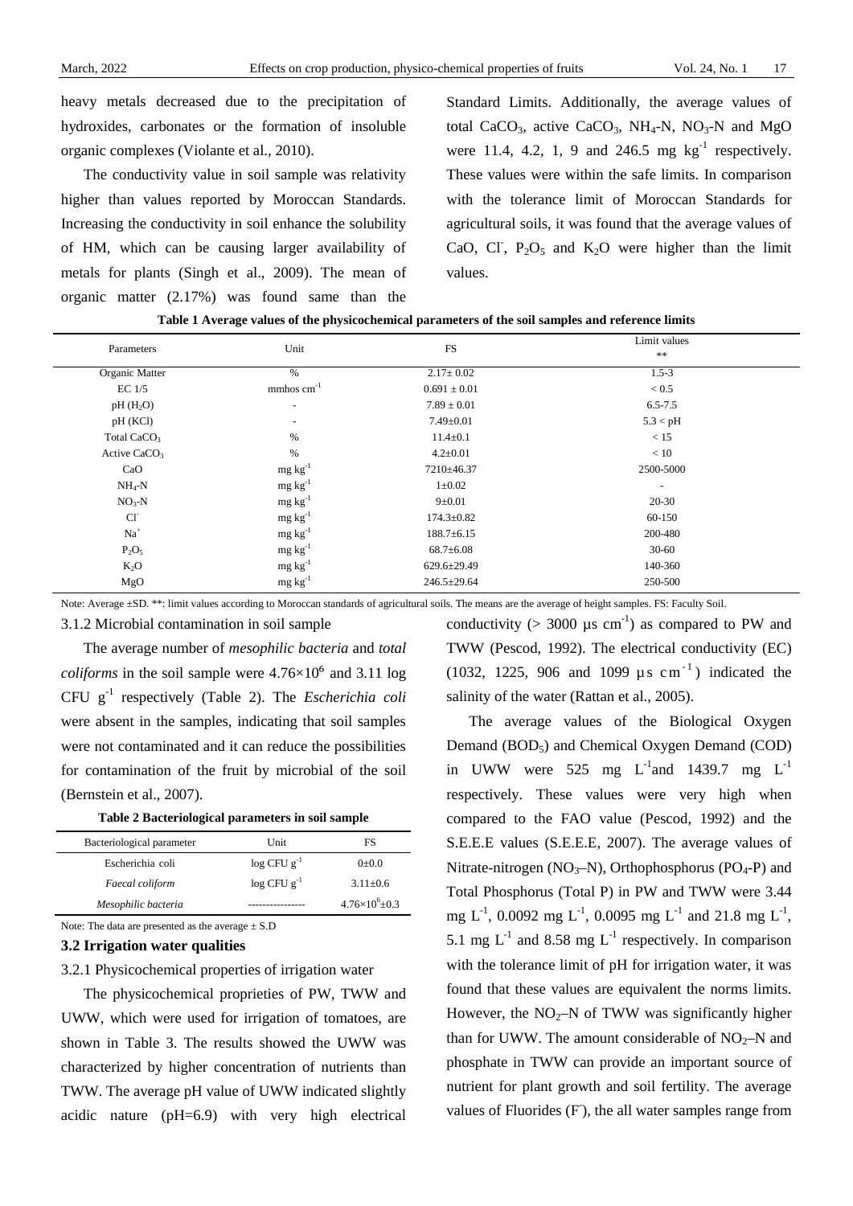heavy metals decreased due to the precipitation of hydroxides, carbonates or the formation of insoluble organic complexes (Violante et al., 2010).

The conductivity value in soil sample was relativity higher than values reported by Moroccan Standards. Increasing the conductivity in soil enhance the solubility of HM, which can be causing larger availability of metals for plants (Singh et al., 2009). The mean of organic matter (2.17%) was found same than the Standard Limits. Additionally, the average values of total $CaCO_3$, active $CaCO_3$, $NH_4$-N, $NO_3$-N and MgO were 11.4, 4.2, 1, 9 and 246.5 mg $kg^{-1}$ respectively. These values were within the safe limits. In comparison with the tolerance limit of Moroccan Standards for agricultural soils, it was found that the average values of CaO, $Cl^-$, $P_2O_5$ and $K_2O$ were higher than the limit values.

**Table 1 Average values of the physicochemical parameters of the soil samples and reference limits**

| Parameters | Unit | FS | Limit values ** |
|---|---|---|---|
| Organic Matter | % | 2.17± 0.02 | 1.5-3 |
| EC 1/5 | mmhos $cm^{-1}$ | 0.691 ± 0.01 | < 0.5 |
| pH ($H_2O$) | - | 7.89 ± 0.01 | 6.5-7.5 |
| pH (KCl) | - | 7.49±0.01 | 5.3 < pH |
| Total $CaCO_3$ | % | 11.4±0.1 | < 15 |
| Active $CaCO_3$ | % | 4.2±0.01 | < 10 |
| CaO | mg $kg^{-1}$ | 7210±46.37 | 2500-5000 |
| $NH_4$-N | mg $kg^{-1}$ | 1±0.02 | - |
| $NO_3$-N | mg $kg^{-1}$ | 9±0.01 | 20-30 |
| $Cl^-$ | mg $kg^{-1}$ | 174.3±0.82 | 60-150 |
| $Na^+$ | mg $kg^{-1}$ | 188.7±6.15 | 200-480 |
| $P_2O_5$ | mg $kg^{-1}$ | 68.7±6.08 | 30-60 |
| $K_2O$ | mg $kg^{-1}$ | 629.6±29.49 | 140-360 |
| MgO | mg $kg^{-1}$ | 246.5±29.64 | 250-500 |

Note: Average ±SD. **: limit values according to Moroccan standards of agricultural soils. The means are the average of height samples. FS: Faculty Soil.

3.1.2 Microbial contamination in soil sample

The average number of *mesophilic bacteria* and *total coliforms* in the soil sample were $4.76\times10^6$ and 3.11 log CFU $g^{-1}$ respectively (Table 2). The *Escherichia coli* were absent in the samples, indicating that soil samples were not contaminated and it can reduce the possibilities for contamination of the fruit by microbial of the soil (Bernstein et al., 2007).

**Table 2 Bacteriological parameters in soil sample**

| Bacteriological parameter | Unit | FS |
|---|---|---|
| Escherichia coli | log CFU $g^{-1}$ | 0±0.0 |
| *Faecal coliform* | log CFU $g^{-1}$ | 3.11±0.6 |
| *Mesophilic bacteria* | ---------------- | $4.76\times10^6$±0.3 |

Note: The data are presented as the average ± S.D

### 3.2 Irrigation water qualities

3.2.1 Physicochemical properties of irrigation water

The physicochemical proprieties of PW, TWW and UWW, which were used for irrigation of tomatoes, are shown in Table 3. The results showed the UWW was characterized by higher concentration of nutrients than TWW. The average pH value of UWW indicated slightly acidic nature (pH=6.9) with very high electrical conductivity (> 3000 µs $cm^{-1}$) as compared to PW and TWW (Pescod, 1992). The electrical conductivity (EC) (1032, 1225, 906 and 1099 µs $cm^{-1}$) indicated the salinity of the water (Rattan et al., 2005).

The average values of the Biological Oxygen Demand ($BOD_5$) and Chemical Oxygen Demand (COD) in UWW were 525 mg $L^{-1}$and 1439.7 mg $L^{-1}$ respectively. These values were very high when compared to the FAO value (Pescod, 1992) and the S.E.E.E values (S.E.E.E, 2007). The average values of Nitrate-nitrogen ($NO_3$–N), Orthophosphorus ($PO_4$-P) and Total Phosphorus (Total P) in PW and TWW were 3.44 mg $L^{-1}$, 0.0092 mg $L^{-1}$, 0.0095 mg $L^{-1}$ and 21.8 mg $L^{-1}$, 5.1 mg $L^{-1}$ and 8.58 mg $L^{-1}$ respectively. In comparison with the tolerance limit of pH for irrigation water, it was found that these values are equivalent the norms limits. However, the $NO_2$–N of TWW was significantly higher than for UWW. The amount considerable of $NO_2$–N and phosphate in TWW can provide an important source of nutrient for plant growth and soil fertility. The average values of Fluorides ($F^-$), the all water samples range from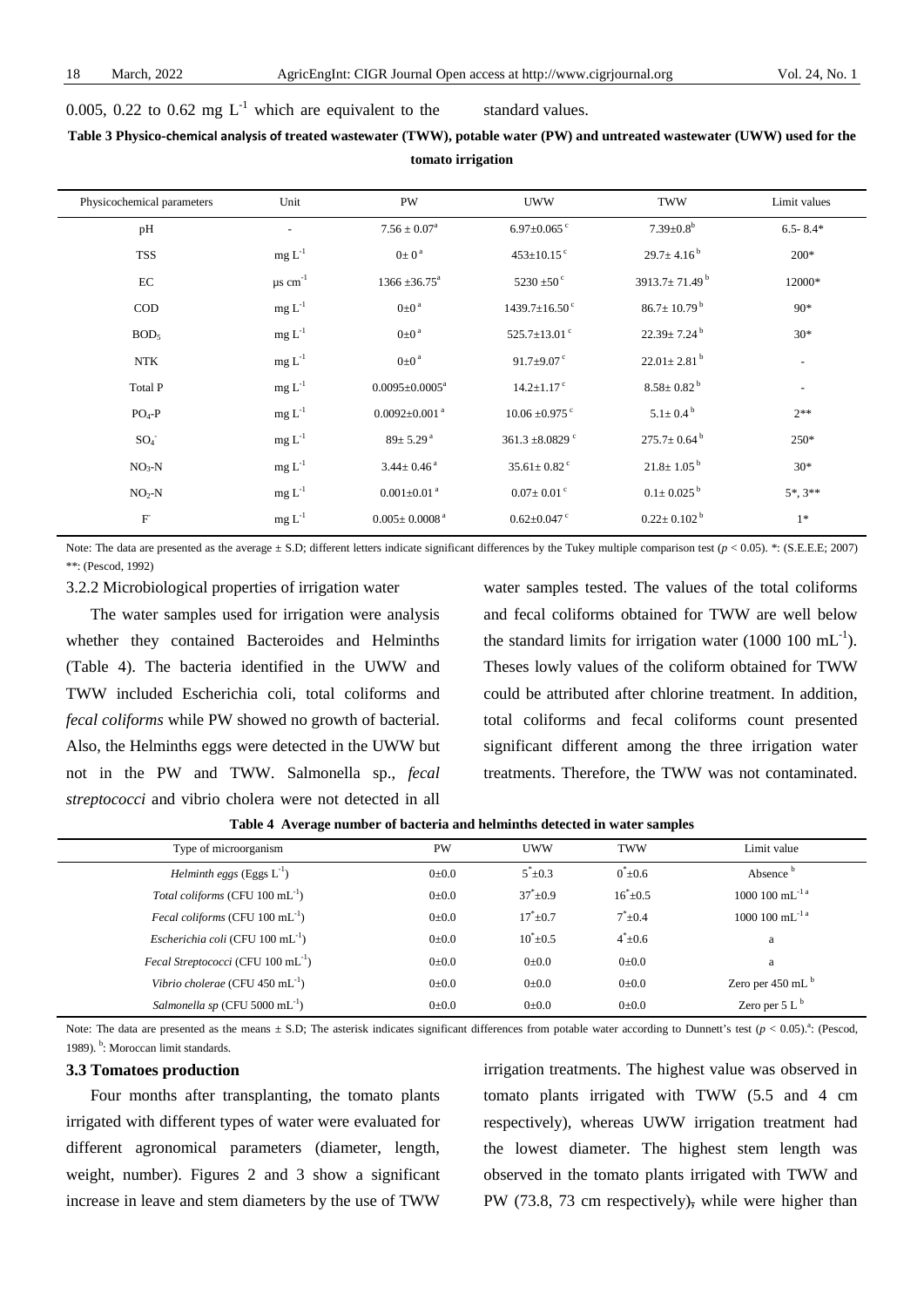0.005, 0.22 to 0.62 mg $L^{-1}$ which are equivalent to the standard values.

**Table 3 Physico-chemical analysis of treated wastewater (TWW), potable water (PW) and untreated wastewater (UWW) used for the tomato irrigation**

| Physicochemical parameters | Unit | PW | UWW | TWW | Limit values |
|---|---|---|---|---|---|
| pH | - | $7.56 \pm 0.07^{a}$ | $6.97\pm0.065^{c}$ | $7.39\pm0.8^{b}$ | 6.5- 8.4* |
| TSS | mg $L^{-1}$ | $0\pm 0^{a}$ | $453\pm10.15^{c}$ | $29.7\pm 4.16^{b}$ | 200* |
| EC | µs $cm^{-1}$ | $1366 \pm36.75^{a}$ | $5230 \pm50^{c}$ | $3913.7\pm 71.49^{b}$ | 12000* |
| COD | mg $L^{-1}$ | $0\pm0^{a}$ | $1439.7\pm16.50^{c}$ | $86.7\pm 10.79^{b}$ | 90* |
| $BOD_5$ | mg $L^{-1}$ | $0\pm0^{a}$ | $525.7\pm13.01^{c}$ | $22.39\pm 7.24^{b}$ | 30* |
| NTK | mg $L^{-1}$ | $0\pm0^{a}$ | $91.7\pm9.07^{c}$ | $22.01\pm 2.81^{b}$ | - |
| Total P | mg $L^{-1}$ | $0.0095\pm0.0005^{a}$ | $14.2\pm1.17^{c}$ | $8.58\pm 0.82^{b}$ | - |
| $PO_4$-P | mg $L^{-1}$ | $0.0092\pm0.001^{a}$ | $10.06 \pm0.975^{c}$ | $5.1\pm 0.4^{b}$ | 2** |
| $SO_4^-$ | mg $L^{-1}$ | $89\pm 5.29^{a}$ | $361.3 \pm8.0829^{c}$ | $275.7\pm 0.64^{b}$ | 250* |
| $NO_3$-N | mg $L^{-1}$ | $3.44\pm 0.46^{a}$ | $35.61\pm 0.82^{c}$ | $21.8\pm 1.05^{b}$ | 30* |
| $NO_2$-N | mg $L^{-1}$ | $0.001\pm0.01^{a}$ | $0.07\pm 0.01^{c}$ | $0.1\pm 0.025^{b}$ | 5*, 3** |
| $F^-$ | mg $L^{-1}$ | $0.005\pm 0.0008^{a}$ | $0.62\pm0.047^{c}$ | $0.22\pm 0.102^{b}$ | 1* |

Note: The data are presented as the average ± S.D; different letters indicate significant differences by the Tukey multiple comparison test ($p < 0.05$). *: (S.E.E.E; 2007) **: (Pescod, 1992)

### 3.2.2 Microbiological properties of irrigation water

The water samples used for irrigation were analysis whether they contained Bacteroides and Helminths (Table 4). The bacteria identified in the UWW and TWW included Escherichia coli, total coliforms and *fecal coliforms* while PW showed no growth of bacterial. Also, the Helminths eggs were detected in the UWW but not in the PW and TWW. Salmonella sp., *fecal streptococci* and vibrio cholera were not detected in all water samples tested. The values of the total coliforms and fecal coliforms obtained for TWW are well below the standard limits for irrigation water (1000 100 $mL^{-1}$). Theses lowly values of the coliform obtained for TWW could be attributed after chlorine treatment. In addition, total coliforms and fecal coliforms count presented significant different among the three irrigation water treatments. Therefore, the TWW was not contaminated.

**Table 4 Average number of bacteria and helminths detected in water samples**

| Type of microorganism | PW | UWW | TWW | Limit value |
|---|---|---|---|---|
| *Helminth eggs* (Eggs $L^{-1}$) | 0±0.0 | $5^{*}\pm0.3$ | $0^{*}\pm0.6$ | Absence [b] |
| *Total coliforms* (CFU 100 $mL^{-1}$) | 0±0.0 | $37^{*}\pm0.9$ | $16^{*}\pm0.5$ | 1000 100 $mL^{-1}$ [a] |
| *Fecal coliforms* (CFU 100 $mL^{-1}$) | 0±0.0 | $17^{*}\pm0.7$ | $7^{*}\pm0.4$ | 1000 100 $mL^{-1}$ [a] |
| *Escherichia coli* (CFU 100 $mL^{-1}$) | 0±0.0 | $10^{*}\pm0.5$ | $4^{*}\pm0.6$ | a |
| *Fecal Streptococci* (CFU 100 $mL^{-1}$) | 0±0.0 | 0±0.0 | 0±0.0 | a |
| *Vibrio cholerae* (CFU 450 $mL^{-1}$) | 0±0.0 | 0±0.0 | 0±0.0 | Zero per 450 mL [b] |
| *Salmonella sp* (CFU 5000 $mL^{-1}$) | 0±0.0 | 0±0.0 | 0±0.0 | Zero per 5 L [b] |

Note: The data are presented as the means ± S.D; The asterisk indicates significant differences from potable water according to Dunnett's test ($p < 0.05$).[a]: (Pescod, 1989). [b]: Moroccan limit standards.

### 3.3 Tomatoes production

Four months after transplanting, the tomato plants irrigated with different types of water were evaluated for different agronomical parameters (diameter, length, weight, number). Figures 2 and 3 show a significant increase in leave and stem diameters by the use of TWW irrigation treatments. The highest value was observed in tomato plants irrigated with TWW (5.5 and 4 cm respectively), whereas UWW irrigation treatment had the lowest diameter. The highest stem length was observed in the tomato plants irrigated with TWW and PW (73.8, 73 cm respectively), while were higher than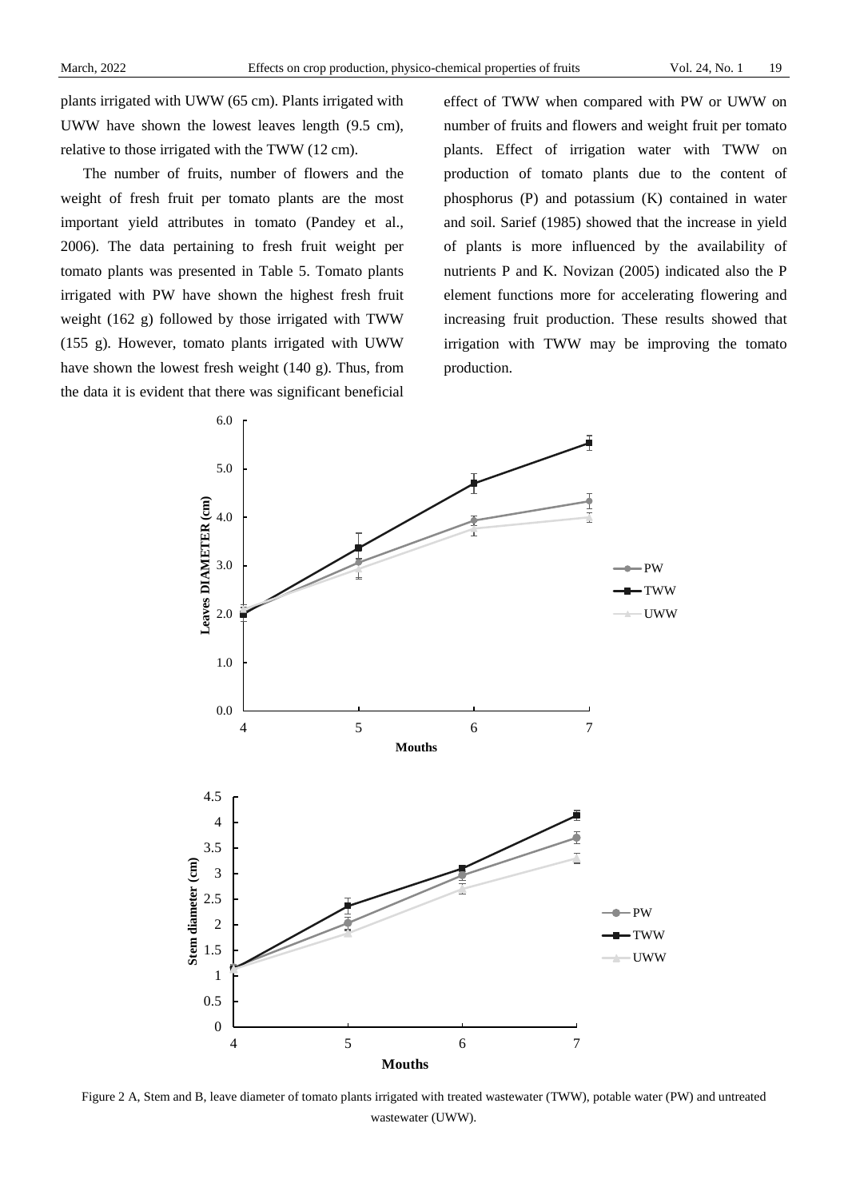plants irrigated with UWW (65 cm). Plants irrigated with UWW have shown the lowest leaves length (9.5 cm), relative to those irrigated with the TWW (12 cm).

The number of fruits, number of flowers and the weight of fresh fruit per tomato plants are the most important yield attributes in tomato (Pandey et al., 2006). The data pertaining to fresh fruit weight per tomato plants was presented in Table 5. Tomato plants irrigated with PW have shown the highest fresh fruit weight (162 g) followed by those irrigated with TWW (155 g). However, tomato plants irrigated with UWW have shown the lowest fresh weight (140 g). Thus, from the data it is evident that there was significant beneficial effect of TWW when compared with PW or UWW on number of fruits and flowers and weight fruit per tomato plants. Effect of irrigation water with TWW on production of tomato plants due to the content of phosphorus (P) and potassium (K) contained in water and soil. Sarief (1985) showed that the increase in yield of plants is more influenced by the availability of nutrients P and K. Novizan (2005) indicated also the P element functions more for accelerating flowering and increasing fruit production. These results showed that irrigation with TWW may be improving the tomato production.

Figure 2 A, Stem and B, leave diameter of tomato plants irrigated with treated wastewater (TWW), potable water (PW) and untreated wastewater (UWW).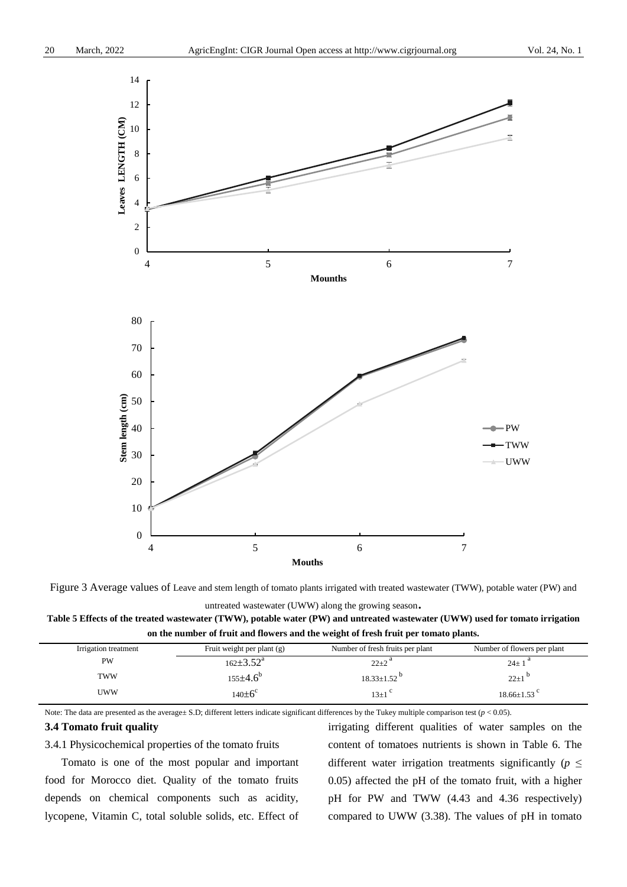Figure 3 Average values of Leave and stem length of tomato plants irrigated with treated wastewater (TWW), potable water (PW) and untreated wastewater (UWW) along the growing season.

**Table 5 Effects of the treated wastewater (TWW), potable water (PW) and untreated wastewater (UWW) used for tomato irrigation on the number of fruit and flowers and the weight of fresh fruit per tomato plants.**

| Irrigation treatment | Fruit weight per plant (g) | Number of fresh fruits per plant | Number of flowers per plant |
|---|---|---|---|
| PW | $162\pm3.52^{a}$ | $22\pm2^{a}$ | $24\pm1^{a}$ |
| TWW | $155\pm4.6^{b}$ | $18.33\pm1.52^{b}$ | $22\pm1^{b}$ |
| UWW | $140\pm6^{c}$ | $13\pm1^{c}$ | $18.66\pm1.53^{c}$ |

Note: The data are presented as the average± S.D; different letters indicate significant differences by the Tukey multiple comparison test ($p < 0.05$).

### 3.4 Tomato fruit quality

3.4.1 Physicochemical properties of the tomato fruits

Tomato is one of the most popular and important food for Morocco diet. Quality of the tomato fruits depends on chemical components such as acidity, lycopene, Vitamin C, total soluble solids, etc. Effect of irrigating different qualities of water samples on the content of tomatoes nutrients is shown in Table 6. The different water irrigation treatments significantly ($p \leq 0.05$) affected the pH of the tomato fruit, with a higher pH for PW and TWW (4.43 and 4.36 respectively) compared to UWW (3.38). The values of pH in tomato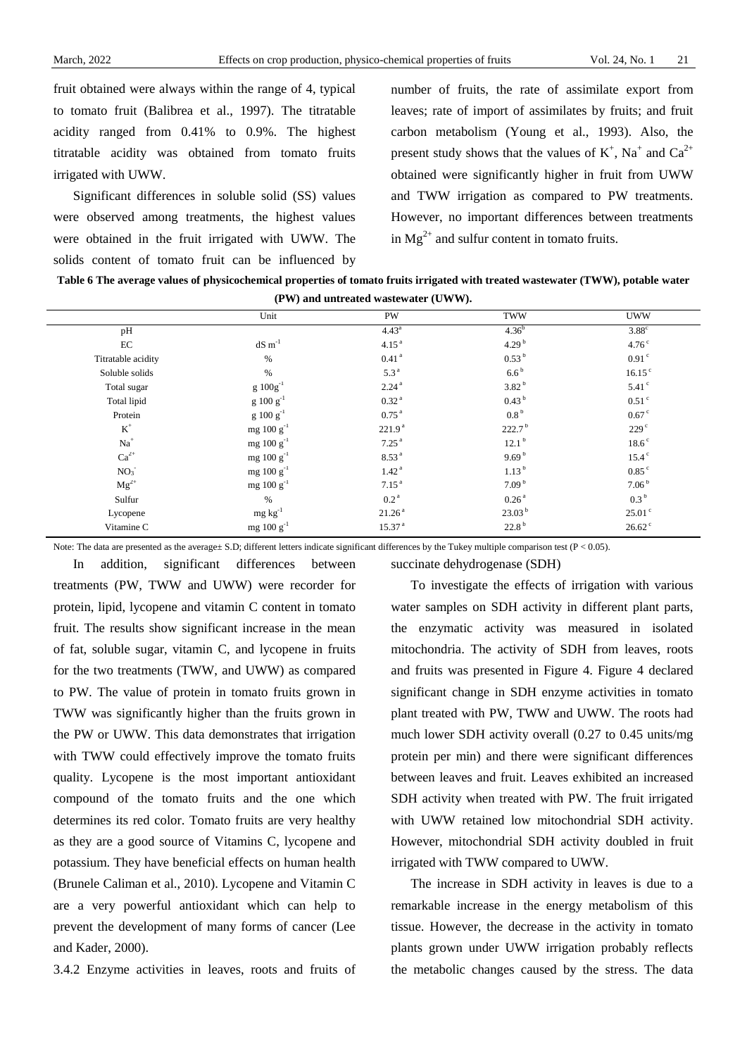fruit obtained were always within the range of 4, typical to tomato fruit (Balibrea et al., 1997). The titratable acidity ranged from 0.41% to 0.9%. The highest titratable acidity was obtained from tomato fruits irrigated with UWW.

Significant differences in soluble solid (SS) values were observed among treatments, the highest values were obtained in the fruit irrigated with UWW. The solids content of tomato fruit can be influenced by number of fruits, the rate of assimilate export from leaves; rate of import of assimilates by fruits; and fruit carbon metabolism (Young et al., 1993). Also, the present study shows that the values of $K^+$, $Na^+$ and $Ca^{2+}$ obtained were significantly higher in fruit from UWW and TWW irrigation as compared to PW treatments. However, no important differences between treatments in $Mg^{2+}$ and sulfur content in tomato fruits.

**Table 6 The average values of physicochemical properties of tomato fruits irrigated with treated wastewater (TWW), potable water (PW) and untreated wastewater (UWW).**

| | Unit | PW | TWW | UWW |
|---|---|---|---|---|
| pH | | $4.43^a$ | $4.36^b$ | $3.88^c$ |
| EC | $dS\ m^{-1}$ | $4.15^a$ | $4.29^b$ | $4.76^c$ |
| Titratable acidity | % | $0.41^a$ | $0.53^b$ | $0.91^c$ |
| Soluble solids | % | $5.3^a$ | $6.6^b$ | $16.15^c$ |
| Total sugar | $g\ 100g^{-1}$ | $2.24^a$ | $3.82^b$ | $5.41^c$ |
| Total lipid | $g\ 100\ g^{-1}$ | $0.32^a$ | $0.43^b$ | $0.51^c$ |
| Protein | $g\ 100\ g^{-1}$ | $0.75^a$ | $0.8^b$ | $0.67^c$ |
| $K^+$ | $mg\ 100\ g^{-1}$ | $221.9^a$ | $222.7^b$ | $229^c$ |
| $Na^+$ | $mg\ 100\ g^{-1}$ | $7.25^a$ | $12.1^b$ | $18.6^c$ |
| $Ca^{2+}$ | $mg\ 100\ g^{-1}$ | $8.53^a$ | $9.69^b$ | $15.4^c$ |
| $NO_3^-$ | $mg\ 100\ g^{-1}$ | $1.42^a$ | $1.13^b$ | $0.85^c$ |
| $Mg^{2+}$ | $mg\ 100\ g^{-1}$ | $7.15^a$ | $7.09^b$ | $7.06^b$ |
| Sulfur | % | $0.2^a$ | $0.26^a$ | $0.3^b$ |
| Lycopene | $mg\ kg^{-1}$ | $21.26^a$ | $23.03^b$ | $25.01^c$ |
| Vitamine C | $mg\ 100\ g^{-1}$ | $15.37^a$ | $22.8^b$ | $26.62^c$ |

Note: The data are presented as the average± S.D; different letters indicate significant differences by the Tukey multiple comparison test ($P < 0.05$).

In addition, significant differences between treatments (PW, TWW and UWW) were recorder for protein, lipid, lycopene and vitamin C content in tomato fruit. The results show significant increase in the mean of fat, soluble sugar, vitamin C, and lycopene in fruits for the two treatments (TWW, and UWW) as compared to PW. The value of protein in tomato fruits grown in TWW was significantly higher than the fruits grown in the PW or UWW. This data demonstrates that irrigation with TWW could effectively improve the tomato fruits quality. Lycopene is the most important antioxidant compound of the tomato fruits and the one which determines its red color. Tomato fruits are very healthy as they are a good source of Vitamins C, lycopene and potassium. They have beneficial effects on human health (Brunele Caliman et al., 2010). Lycopene and Vitamin C are a very powerful antioxidant which can help to prevent the development of many forms of cancer (Lee and Kader, 2000).

3.4.2 Enzyme activities in leaves, roots and fruits of succinate dehydrogenase (SDH)

To investigate the effects of irrigation with various water samples on SDH activity in different plant parts, the enzymatic activity was measured in isolated mitochondria. The activity of SDH from leaves, roots and fruits was presented in Figure 4. Figure 4 declared significant change in SDH enzyme activities in tomato plant treated with PW, TWW and UWW. The roots had much lower SDH activity overall (0.27 to 0.45 units/mg protein per min) and there were significant differences between leaves and fruit. Leaves exhibited an increased SDH activity when treated with PW. The fruit irrigated with UWW retained low mitochondrial SDH activity. However, mitochondrial SDH activity doubled in fruit irrigated with TWW compared to UWW.

The increase in SDH activity in leaves is due to a remarkable increase in the energy metabolism of this tissue. However, the decrease in the activity in tomato plants grown under UWW irrigation probably reflects the metabolic changes caused by the stress. The data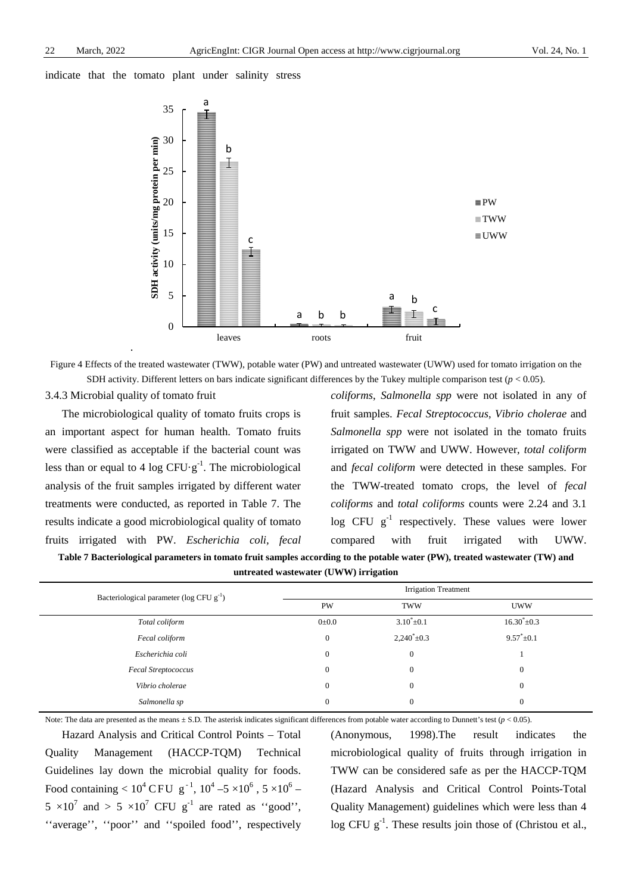indicate that the tomato plant under salinity stress

Figure 4 Effects of the treated wastewater (TWW), potable water (PW) and untreated wastewater (UWW) used for tomato irrigation on the SDH activity. Different letters on bars indicate significant differences by the Tukey multiple comparison test ($p < 0.05$).

### 3.4.3 Microbial quality of tomato fruit

The microbiological quality of tomato fruits crops is an important aspect for human health. Tomato fruits were classified as acceptable if the bacterial count was less than or equal to 4 log CFU·g$^{-1}$. The microbiological analysis of the fruit samples irrigated by different water treatments were conducted, as reported in Table 7. The results indicate a good microbiological quality of tomato fruits irrigated with PW. *Escherichia coli*, *fecal coliforms*, *Salmonella spp* were not isolated in any of fruit samples. *Fecal Streptococcus*, *Vibrio cholerae* and *Salmonella spp* were not isolated in the tomato fruits irrigated on TWW and UWW. However, *total coliform* and *fecal coliform* were detected in these samples. For the TWW-treated tomato crops, the level of *fecal coliforms* and *total coliforms* counts were 2.24 and 3.1 log CFU g$^{-1}$ respectively. These values were lower compared with fruit irrigated with UWW.

**Table 7 Bacteriological parameters in tomato fruit samples according to the potable water (PW), treated wastewater (TW) and untreated wastewater (UWW) irrigation**

| Bacteriological parameter (log CFU g$^{-1}$) | Irrigation Treatment | | |
|---|---|---|---|
| | PW | TWW | UWW |
| *Total coliform* | 0±0.0 | 3.10$^*$±0.1 | 16.30$^*$±0.3 |
| *Fecal coliform* | 0 | 2,240$^*$±0.3 | 9.57$^*$±0.1 |
| *Escherichia coli* | 0 | 0 | 1 |
| *Fecal Streptococcus* | 0 | 0 | 0 |
| *Vibrio cholerae* | 0 | 0 | 0 |
| *Salmonella sp* | 0 | 0 | 0 |

Note: The data are presented as the means ± S.D. The asterisk indicates significant differences from potable water according to Dunnett's test ($p < 0.05$).

Hazard Analysis and Critical Control Points – Total Quality Management (HACCP-TQM) Technical Guidelines lay down the microbial quality for foods. Food containing < $10^4$ CFU g$^{-1}$, $10^4$ –$5 \times 10^6$ , $5 \times 10^6$ – $5 \times 10^7$ and > $5 \times 10^7$ CFU g$^{-1}$ are rated as ''good'', ''average'', ''poor'' and ''spoiled food'', respectively (Anonymous, 1998).The result indicates the microbiological quality of fruits through irrigation in TWW can be considered safe as per the HACCP-TQM (Hazard Analysis and Critical Control Points-Total Quality Management) guidelines which were less than 4 log CFU g$^{-1}$. These results join those of (Christou et al.,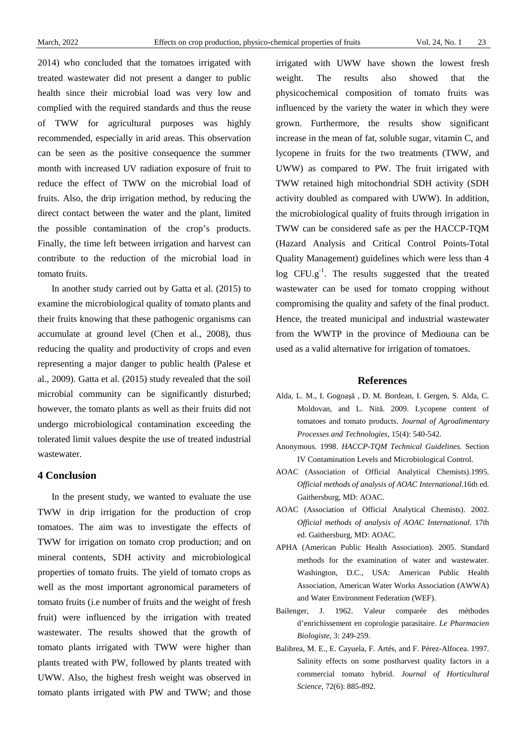2014) who concluded that the tomatoes irrigated with treated wastewater did not present a danger to public health since their microbial load was very low and complied with the required standards and thus the reuse of TWW for agricultural purposes was highly recommended, especially in arid areas. This observation can be seen as the positive consequence the summer month with increased UV radiation exposure of fruit to reduce the effect of TWW on the microbial load of fruits. Also, the drip irrigation method, by reducing the direct contact between the water and the plant, limited the possible contamination of the crop's products. Finally, the time left between irrigation and harvest can contribute to the reduction of the microbial load in tomato fruits.

In another study carried out by Gatta et al. (2015) to examine the microbiological quality of tomato plants and their fruits knowing that these pathogenic organisms can accumulate at ground level (Chen et al., 2008), thus reducing the quality and productivity of crops and even representing a major danger to public health (Palese et al., 2009). Gatta et al. (2015) study revealed that the soil microbial community can be significantly disturbed; however, the tomato plants as well as their fruits did not undergo microbiological contamination exceeding the tolerated limit values despite the use of treated industrial wastewater.

## 4 Conclusion

In the present study, we wanted to evaluate the use TWW in drip irrigation for the production of crop tomatoes. The aim was to investigate the effects of TWW for irrigation on tomato crop production; and on mineral contents, SDH activity and microbiological properties of tomato fruits. The yield of tomato crops as well as the most important agronomical parameters of tomato fruits (i.e number of fruits and the weight of fresh fruit) were influenced by the irrigation with treated wastewater. The results showed that the growth of tomato plants irrigated with TWW were higher than plants treated with PW, followed by plants treated with UWW. Also, the highest fresh weight was observed in tomato plants irrigated with PW and TWW; and those irrigated with UWW have shown the lowest fresh weight. The results also showed that the physicochemical composition of tomato fruits was influenced by the variety the water in which they were grown. Furthermore, the results show significant increase in the mean of fat, soluble sugar, vitamin C, and lycopene in fruits for the two treatments (TWW, and UWW) as compared to PW. The fruit irrigated with TWW retained high mitochondrial SDH activity (SDH activity doubled as compared with UWW). In addition, the microbiological quality of fruits through irrigation in TWW can be considered safe as per the HACCP-TQM (Hazard Analysis and Critical Control Points-Total Quality Management) guidelines which were less than 4 log $CFU.g^{-1}$. The results suggested that the treated wastewater can be used for tomato cropping without compromising the quality and safety of the final product. Hence, the treated municipal and industrial wastewater from the WWTP in the province of Mediouna can be used as a valid alternative for irrigation of tomatoes.

## References

Alda, L. M., I. Gogoaşă , D. M. Bordean, I. Gergen, S. Alda, C. Moldovan, and L. Niţă. 2009. Lycopene content of tomatoes and tomato products. *Journal of Agroalimentary Processes and Technologies*, 15(4): 540-542.

Anonymous. 1998. *HACCP-TQM Technical Guidelines.* Section IV Contamination Levels and Microbiological Control.

AOAC (Association of Official Analytical Chemists).1995. *Official methods of analysis of AOAC International.*16th ed. Gaithersburg, MD: AOAC.

AOAC (Association of Official Analytical Chemists). 2002. *Official methods of analysis of AOAC International*. 17th ed. Gaithersburg, MD: AOAC.

APHA (American Public Health Association). 2005. Standard methods for the examination of water and wastewater. Washington, D.C., USA: American Public Health Association, American Water Works Association (AWWA) and Water Environment Federation (WEF).

Bailenger, J. 1962. Valeur comparée des méthodes d'enrichissement en coprologie parasitaire. *Le Pharmacien Biologiste*, 3: 249-259.

Balibrea, M. E., E. Cayuela, F. Artés, and F. Pérez-Alfocea. 1997. Salinity effects on some postharvest quality factors in a commercial tomato hybrid. *Journal of Horticultural Science*, 72(6): 885-892.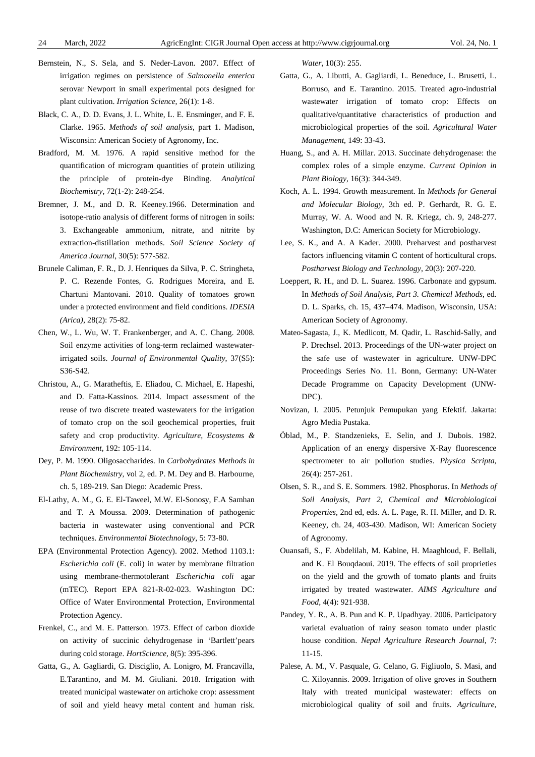Bernstein, N., S. Sela, and S. Neder-Lavon. 2007. Effect of irrigation regimes on persistence of *Salmonella enterica* serovar Newport in small experimental pots designed for plant cultivation. *Irrigation Science*, 26(1): 1-8.

Black, C. A., D. D. Evans, J. L. White, L. E. Ensminger, and F. E. Clarke. 1965. *Methods of soil analysis*, part 1. Madison, Wisconsin: American Society of Agronomy, Inc.

Bradford, M. M. 1976. A rapid sensitive method for the quantification of microgram quantities of protein utilizing the principle of protein-dye Binding. *Analytical Biochemistry*, 72(1-2): 248-254.

Bremner, J. M., and D. R. Keeney.1966. Determination and isotope-ratio analysis of different forms of nitrogen in soils: 3. Exchangeable ammonium, nitrate, and nitrite by extraction-distillation methods. *Soil Science Society of America Journal*, 30(5): 577-582.

Brunele Caliman, F. R., D. J. Henriques da Silva, P. C. Stringheta, P. C. Rezende Fontes, G. Rodrigues Moreira, and E. Chartuni Mantovani. 2010. Quality of tomatoes grown under a protected environment and field conditions. *IDESIA (Arica)*, 28(2): 75-82.

Chen, W., L. Wu, W. T. Frankenberger, and A. C. Chang. 2008. Soil enzyme activities of long-term reclaimed wastewater-irrigated soils. *Journal of Environmental Quality*, 37(S5): S36-S42.

Christou, A., G. Maratheftis, E. Eliadou, C. Michael, E. Hapeshi, and D. Fatta-Kassinos. 2014. Impact assessment of the reuse of two discrete treated wastewaters for the irrigation of tomato crop on the soil geochemical properties, fruit safety and crop productivity. *Agriculture, Ecosystems & Environment*, 192: 105-114.

Dey, P. M. 1990. Oligosaccharides. In *Carbohydrates Methods in Plant Biochemistry*, vol 2, ed. P. M. Dey and B. Harbourne, ch. 5, 189-219. San Diego: Academic Press.

El-Lathy, A. M., G. E. El-Taweel, M.W. El-Sonosy, F.A Samhan and T. A Moussa. 2009. Determination of pathogenic bacteria in wastewater using conventional and PCR techniques. *Environmental Biotechnology*, 5: 73-80.

EPA (Environmental Protection Agency). 2002. Method 1103.1: *Escherichia coli* (E. coli) in water by membrane filtration using membrane-thermotolerant *Escherichia coli* agar (mTEC). Report EPA 821-R-02-023. Washington DC: Office of Water Environmental Protection, Environmental Protection Agency.

Frenkel, C., and M. E. Patterson. 1973. Effect of carbon dioxide on activity of succinic dehydrogenase in 'Bartlett'pears during cold storage. *HortScience*, 8(5): 395-396.

Gatta, G., A. Gagliardi, G. Disciglio, A. Lonigro, M. Francavilla, E.Tarantino, and M. M. Giuliani. 2018. Irrigation with treated municipal wastewater on artichoke crop: assessment of soil and yield heavy metal content and human risk. *Water*, 10(3): 255.

Gatta, G., A. Libutti, A. Gagliardi, L. Beneduce, L. Brusetti, L. Borruso, and E. Tarantino. 2015. Treated agro-industrial wastewater irrigation of tomato crop: Effects on qualitative/quantitative characteristics of production and microbiological properties of the soil. *Agricultural Water Management*, 149: 33-43.

Huang, S., and A. H. Millar. 2013. Succinate dehydrogenase: the complex roles of a simple enzyme. *Current Opinion in Plant Biology*, 16(3): 344-349.

Koch, A. L. 1994. Growth measurement. In *Methods for General and Molecular Biology*, 3th ed. P. Gerhardt, R. G. E. Murray, W. A. Wood and N. R. Kriegz, ch. 9, 248-277. Washington, D.C: American Society for Microbiology.

Lee, S. K., and A. A Kader. 2000. Preharvest and postharvest factors influencing vitamin C content of horticultural crops. *Postharvest Biology and Technology*, 20(3): 207-220.

Loeppert, R. H., and D. L. Suarez. 1996. Carbonate and gypsum. In *Methods of Soil Analysis, Part 3. Chemical Methods*, ed. D. L. Sparks, ch. 15, 437–474. Madison, Wisconsin, USA: American Society of Agronomy.

Mateo-Sagasta, J., K. Medlicott, M. Qadir, L. Raschid-Sally, and P. Drechsel. 2013. Proceedings of the UN-water project on the safe use of wastewater in agriculture. UNW-DPC Proceedings Series No. 11. Bonn, Germany: UN-Water Decade Programme on Capacity Development (UNW-DPC).

Novizan, I. 2005. Petunjuk Pemupukan yang Efektif. Jakarta: Agro Media Pustaka.

Öblad, M., P. Standzenieks, E. Selin, and J. Dubois. 1982. Application of an energy dispersive X-Ray fluorescence spectrometer to air pollution studies. *Physica Scripta*, 26(4): 257-261.

Olsen, S. R., and S. E. Sommers. 1982. Phosphorus. In *Methods of Soil Analysis, Part 2, Chemical and Microbiological Properties*, 2nd ed, eds. A. L. Page, R. H. Miller, and D. R. Keeney, ch. 24, 403-430. Madison, WI: American Society of Agronomy.

Ouansafi, S., F. Abdelilah, M. Kabine, H. Maaghloud, F. Bellali, and K. El Bouqdaoui. 2019. The effects of soil proprieties on the yield and the growth of tomato plants and fruits irrigated by treated wastewater. *AIMS Agriculture and Food*, 4(4): 921-938.

Pandey, Y. R., A. B. Pun and K. P. Upadhyay. 2006. Participatory varietal evaluation of rainy season tomato under plastic house condition. *Nepal Agriculture Research Journal*, 7: 11-15.

Palese, A. M., V. Pasquale, G. Celano, G. Figliuolo, S. Masi, and C. Xiloyannis. 2009. Irrigation of olive groves in Southern Italy with treated municipal wastewater: effects on microbiological quality of soil and fruits. *Agriculture,*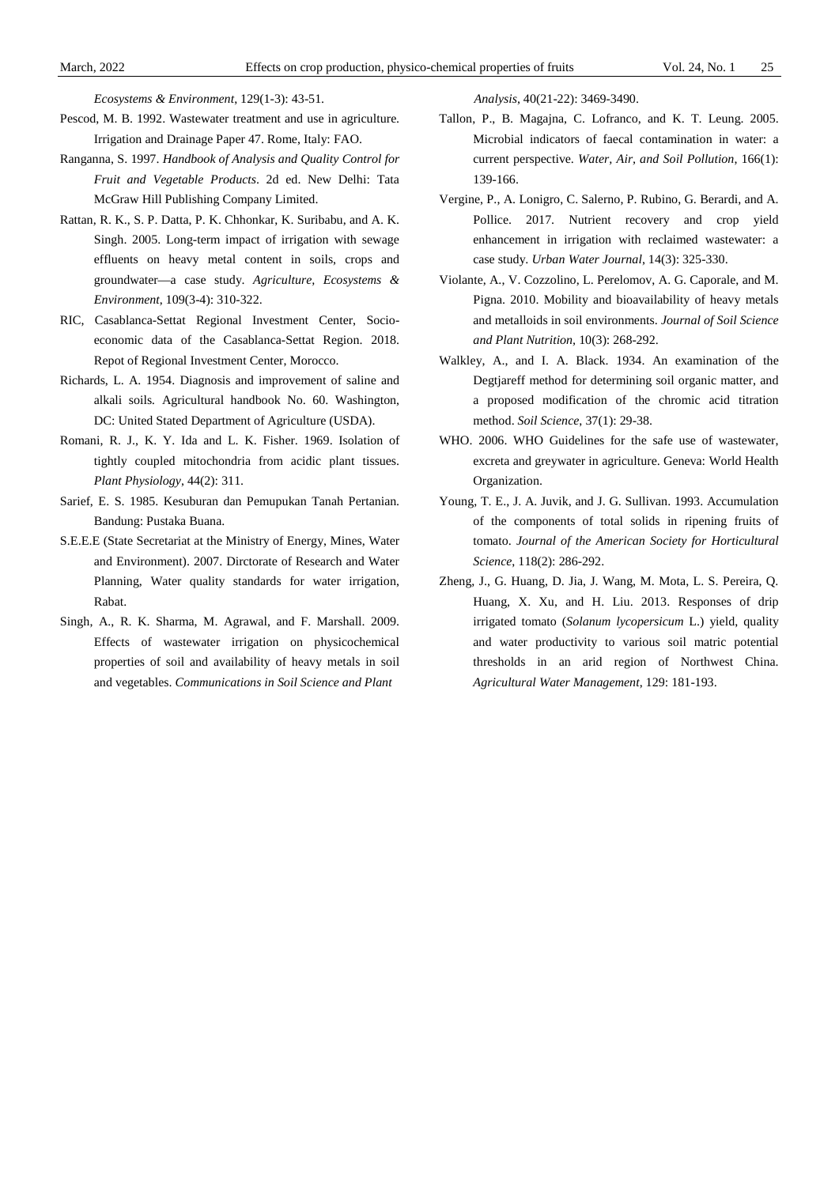*Ecosystems & Environment*, 129(1-3): 43-51.

Pescod, M. B. 1992. Wastewater treatment and use in agriculture. Irrigation and Drainage Paper 47. Rome, Italy: FAO.

Ranganna, S. 1997. *Handbook of Analysis and Quality Control for Fruit and Vegetable Products*. 2d ed. New Delhi: Tata McGraw Hill Publishing Company Limited.

Rattan, R. K., S. P. Datta, P. K. Chhonkar, K. Suribabu, and A. K. Singh. 2005. Long-term impact of irrigation with sewage effluents on heavy metal content in soils, crops and groundwater—a case study. *Agriculture, Ecosystems & Environment*, 109(3-4): 310-322.

RIC, Casablanca-Settat Regional Investment Center, Socio-economic data of the Casablanca-Settat Region. 2018. Repot of Regional Investment Center, Morocco.

Richards, L. A. 1954. Diagnosis and improvement of saline and alkali soils. Agricultural handbook No. 60. Washington, DC: United Stated Department of Agriculture (USDA).

Romani, R. J., K. Y. Ida and L. K. Fisher. 1969. Isolation of tightly coupled mitochondria from acidic plant tissues. *Plant Physiology*, 44(2): 311.

Sarief, E. S. 1985. Kesuburan dan Pemupukan Tanah Pertanian. Bandung: Pustaka Buana.

S.E.E.E (State Secretariat at the Ministry of Energy, Mines, Water and Environment). 2007. Dirctorate of Research and Water Planning, Water quality standards for water irrigation, Rabat.

Singh, A., R. K. Sharma, M. Agrawal, and F. Marshall. 2009. Effects of wastewater irrigation on physicochemical properties of soil and availability of heavy metals in soil and vegetables. *Communications in Soil Science and Plant Analysis*, 40(21-22): 3469-3490.

Tallon, P., B. Magajna, C. Lofranco, and K. T. Leung. 2005. Microbial indicators of faecal contamination in water: a current perspective. *Water, Air, and Soil Pollution*, 166(1): 139-166.

Vergine, P., A. Lonigro, C. Salerno, P. Rubino, G. Berardi, and A. Pollice. 2017. Nutrient recovery and crop yield enhancement in irrigation with reclaimed wastewater: a case study. *Urban Water Journal*, 14(3): 325-330.

Violante, A., V. Cozzolino, L. Perelomov, A. G. Caporale, and M. Pigna. 2010. Mobility and bioavailability of heavy metals and metalloids in soil environments. *Journal of Soil Science and Plant Nutrition*, 10(3): 268-292.

Walkley, A., and I. A. Black. 1934. An examination of the Degtjareff method for determining soil organic matter, and a proposed modification of the chromic acid titration method. *Soil Science*, 37(1): 29-38.

WHO. 2006. WHO Guidelines for the safe use of wastewater, excreta and greywater in agriculture. Geneva: World Health Organization.

Young, T. E., J. A. Juvik, and J. G. Sullivan. 1993. Accumulation of the components of total solids in ripening fruits of tomato. *Journal of the American Society for Horticultural Science*, 118(2): 286-292.

Zheng, J., G. Huang, D. Jia, J. Wang, M. Mota, L. S. Pereira, Q. Huang, X. Xu, and H. Liu. 2013. Responses of drip irrigated tomato (*Solanum lycopersicum* L.) yield, quality and water productivity to various soil matric potential thresholds in an arid region of Northwest China. *Agricultural Water Management*, 129: 181-193.